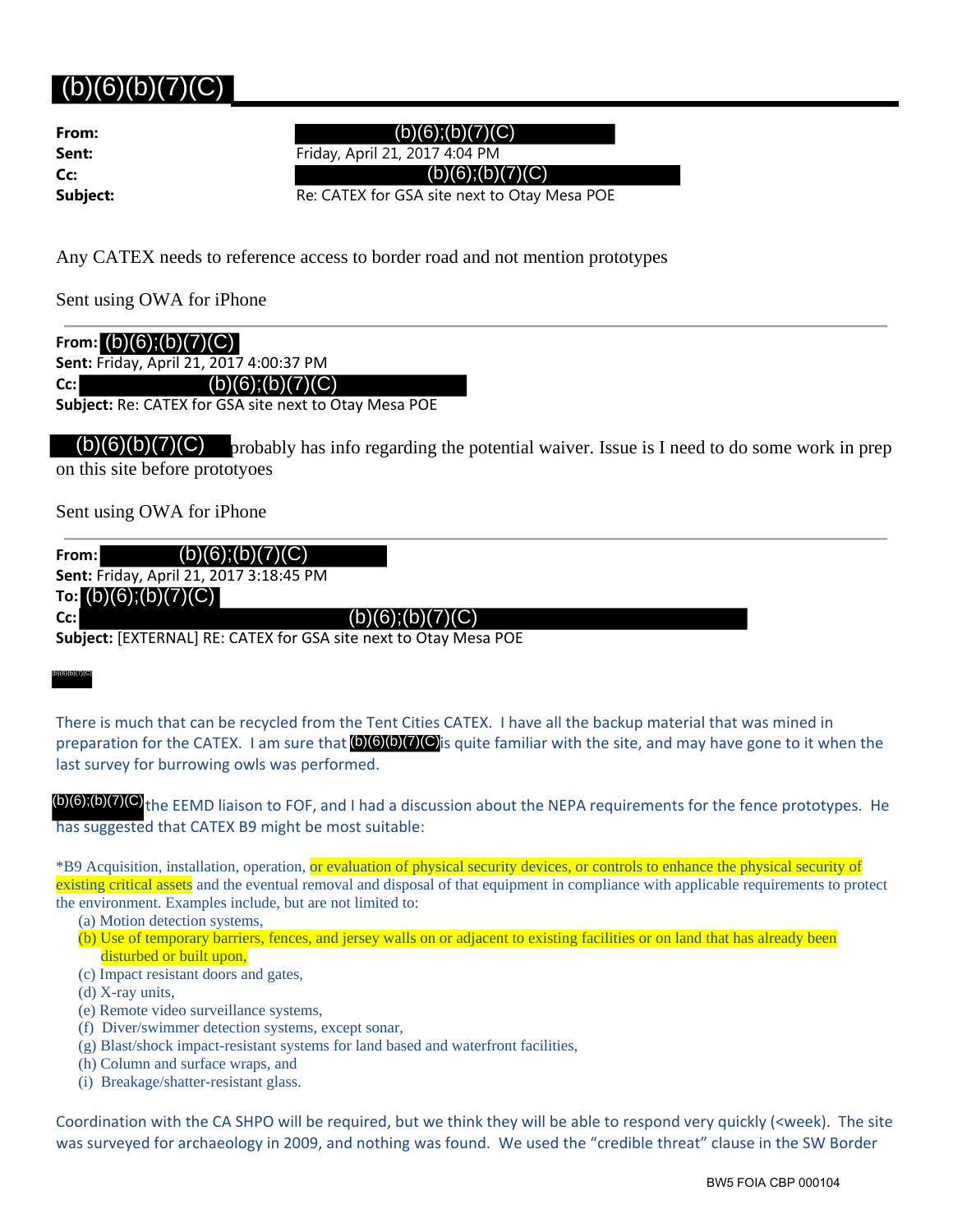# (b)(6)(b)(7)(C)

**From:** (b)(6);(b)(7)(C)
**Sent:** Friday, April 21, 2017 4:04 PM
**Cc:** (b)(6);(b)(7)(C)
**Subject:** Re: CATEX for GSA site next to Otay Mesa POE

Any CATEX needs to reference access to border road and not mention prototypes

Sent using OWA for iPhone

---

**From:** (b)(6);(b)(7)(C)
**Sent:** Friday, April 21, 2017 4:00:37 PM
**Cc:** (b)(6);(b)(7)(C)
**Subject:** Re: CATEX for GSA site next to Otay Mesa POE

(b)(6)(b)(7)(C) probably has info regarding the potential waiver. Issue is I need to do some work in prep on this site before prototyoes

Sent using OWA for iPhone

---

**From:** (b)(6);(b)(7)(C)
**Sent:** Friday, April 21, 2017 3:18:45 PM
**To:** (b)(6);(b)(7)(C)
**Cc:** (b)(6);(b)(7)(C)
**Subject:** [EXTERNAL] RE: CATEX for GSA site next to Otay Mesa POE

(b)(6)(b)(7)(C)

There is much that can be recycled from the Tent Cities CATEX. I have all the backup material that was mined in preparation for the CATEX. I am sure that (b)(6)(b)(7)(C) is quite familiar with the site, and may have gone to it when the last survey for burrowing owls was performed.

(b)(6);(b)(7)(C) the EEMD liaison to FOF, and I had a discussion about the NEPA requirements for the fence prototypes. He has suggested that CATEX B9 might be most suitable:

*B9 Acquisition, installation, operation, or evaluation of physical security devices, or controls to enhance the physical security of existing critical assets and the eventual removal and disposal of that equipment in compliance with applicable requirements to protect the environment. Examples include, but are not limited to:

(a) Motion detection systems,
(b) Use of temporary barriers, fences, and jersey walls on or adjacent to existing facilities or on land that has already been disturbed or built upon,
(c) Impact resistant doors and gates,
(d) X-ray units,
(e) Remote video surveillance systems,
(f) Diver/swimmer detection systems, except sonar,
(g) Blast/shock impact-resistant systems for land based and waterfront facilities,
(h) Column and surface wraps, and
(i) Breakage/shatter-resistant glass.

Coordination with the CA SHPO will be required, but we think they will be able to respond very quickly (<week). The site was surveyed for archaeology in 2009, and nothing was found. We used the "credible threat" clause in the SW Border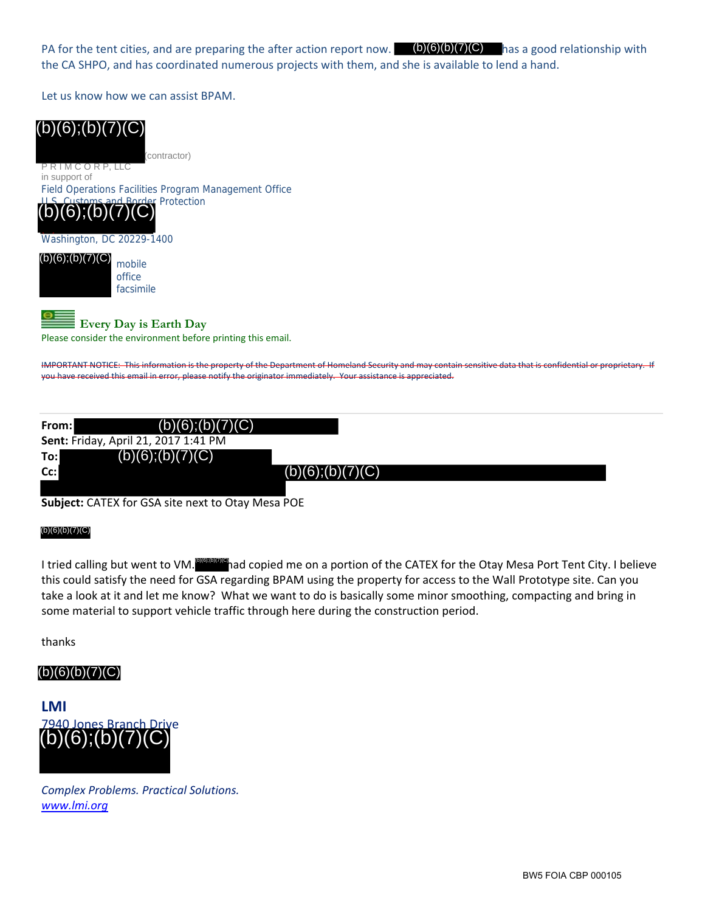PA for the tent cities, and are preparing the after action report now. (b)(6)(b)(7)(C) has a good relationship with the CA SHPO, and has coordinated numerous projects with them, and she is available to lend a hand.

Let us know how we can assist BPAM.

(b)(6);(b)(7)(C)
(contractor)
P R I M C O R P, LLC
in support of
Field Operations Facilities Program Management Office
U.S. Customs and Border Protection
(b)(6);(b)(7)(C)
Washington, DC 20229-1400

(b)(6);(b)(7)(C) mobile
office
facsimile

**Every Day is Earth Day**
Please consider the environment before printing this email.

~~IMPORTANT NOTICE: This information is the property of the Department of Homeland Security and may contain sensitive data that is confidential or proprietary. If you have received this email in error, please notify the originator immediately. Your assistance is appreciated.~~

---

**From:** (b)(6);(b)(7)(C)
**Sent:** Friday, April 21, 2017 1:41 PM
**To:** (b)(6);(b)(7)(C)
**Cc:** (b)(6);(b)(7)(C)
**Subject:** CATEX for GSA site next to Otay Mesa POE

(b)(6)(b)(7)(C)

I tried calling but went to VM. (b)(6)(b)(7)(C) had copied me on a portion of the CATEX for the Otay Mesa Port Tent City. I believe this could satisfy the need for GSA regarding BPAM using the property for access to the Wall Prototype site. Can you take a look at it and let me know? What we want to do is basically some minor smoothing, compacting and bring in some material to support vehicle traffic through here during the construction period.

thanks

(b)(6)(b)(7)(C)

**LMI**
7940 Jones Branch Drive
(b)(6);(b)(7)(C)

*Complex Problems. Practical Solutions.*
*www.lmi.org*

BW5 FOIA CBP 000105